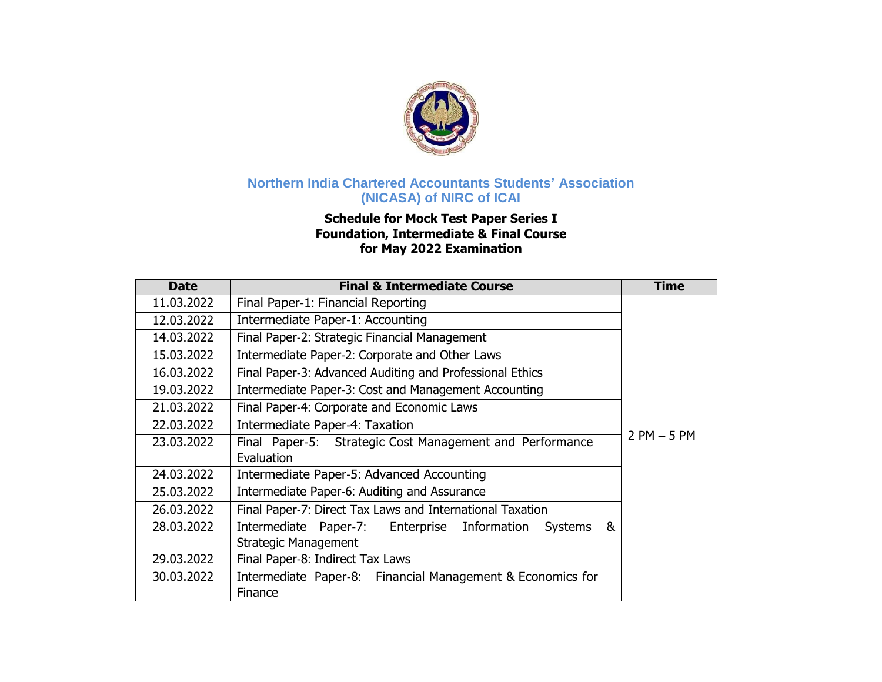## Northern India Chartered Accountants Students' Association (NICASA) of NIRC of ICAI

### Schedule for Mock Test Paper Series I
### Foundation, Intermediate & Final Course
### for May 2022 Examination

| Date | Final & Intermediate Course | Time |
|---|---|---|
| 11.03.2022 | Final Paper-1: Financial Reporting | 2 PM – 5 PM |
| 12.03.2022 | Intermediate Paper-1: Accounting | |
| 14.03.2022 | Final Paper-2: Strategic Financial Management | |
| 15.03.2022 | Intermediate Paper-2: Corporate and Other Laws | |
| 16.03.2022 | Final Paper-3: Advanced Auditing and Professional Ethics | |
| 19.03.2022 | Intermediate Paper-3: Cost and Management Accounting | |
| 21.03.2022 | Final Paper-4: Corporate and Economic Laws | |
| 22.03.2022 | Intermediate Paper-4: Taxation | |
| 23.03.2022 | Final Paper-5: Strategic Cost Management and Performance Evaluation | |
| 24.03.2022 | Intermediate Paper-5: Advanced Accounting | |
| 25.03.2022 | Intermediate Paper-6: Auditing and Assurance | |
| 26.03.2022 | Final Paper-7: Direct Tax Laws and International Taxation | |
| 28.03.2022 | Intermediate Paper-7: Enterprise Information Systems & Strategic Management | |
| 29.03.2022 | Final Paper-8: Indirect Tax Laws | |
| 30.03.2022 | Intermediate Paper-8: Financial Management & Economics for Finance | |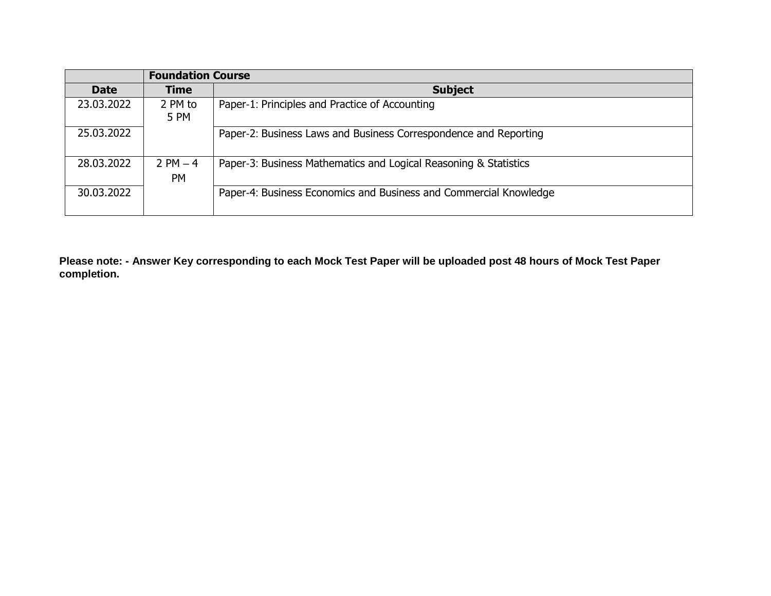| | Foundation Course | |
|---|---|---|
| **Date** | **Time** | **Subject** |
| 23.03.2022 | 2 PM to 5 PM | Paper-1: Principles and Practice of Accounting |
| 25.03.2022 | | Paper-2: Business Laws and Business Correspondence and Reporting |
| 28.03.2022 | 2 PM – 4 PM | Paper-3: Business Mathematics and Logical Reasoning & Statistics |
| 30.03.2022 | | Paper-4: Business Economics and Business and Commercial Knowledge |

**Please note: - Answer Key corresponding to each Mock Test Paper will be uploaded post 48 hours of Mock Test Paper completion.**